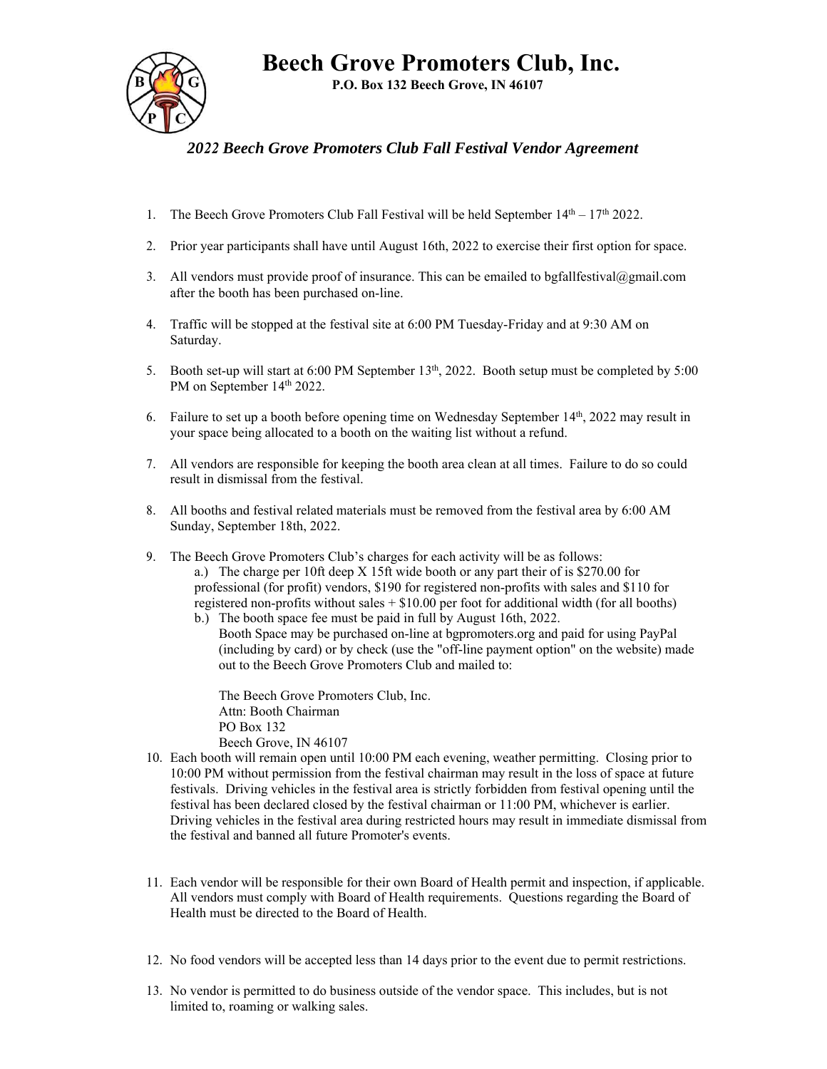# Beech Grove Promoters Club, Inc.

**P.O. Box 132 Beech Grove, IN 46107**

## *2022 Beech Grove Promoters Club Fall Festival Vendor Agreement*

1. The Beech Grove Promoters Club Fall Festival will be held September 14th – 17th 2022.

2. Prior year participants shall have until August 16th, 2022 to exercise their first option for space.

3. All vendors must provide proof of insurance. This can be emailed to bgfallfestival@gmail.com after the booth has been purchased on-line.

4. Traffic will be stopped at the festival site at 6:00 PM Tuesday-Friday and at 9:30 AM on Saturday.

5. Booth set-up will start at 6:00 PM September 13th, 2022. Booth setup must be completed by 5:00 PM on September 14th 2022.

6. Failure to set up a booth before opening time on Wednesday September 14th, 2022 may result in your space being allocated to a booth on the waiting list without a refund.

7. All vendors are responsible for keeping the booth area clean at all times. Failure to do so could result in dismissal from the festival.

8. All booths and festival related materials must be removed from the festival area by 6:00 AM Sunday, September 18th, 2022.

9. The Beech Grove Promoters Club's charges for each activity will be as follows:
   a.) The charge per 10ft deep X 15ft wide booth or any part their of is $270.00 for professional (for profit) vendors, $190 for registered non-profits with sales and $110 for registered non-profits without sales + $10.00 per foot for additional width (for all booths)
   b.) The booth space fee must be paid in full by August 16th, 2022.
   Booth Space may be purchased on-line at bgpromoters.org and paid for using PayPal (including by card) or by check (use the "off-line payment option" on the website) made out to the Beech Grove Promoters Club and mailed to:

   The Beech Grove Promoters Club, Inc.
   Attn: Booth Chairman
   PO Box 132
   Beech Grove, IN 46107

10. Each booth will remain open until 10:00 PM each evening, weather permitting. Closing prior to 10:00 PM without permission from the festival chairman may result in the loss of space at future festivals. Driving vehicles in the festival area is strictly forbidden from festival opening until the festival has been declared closed by the festival chairman or 11:00 PM, whichever is earlier. Driving vehicles in the festival area during restricted hours may result in immediate dismissal from the festival and banned all future Promoter's events.

11. Each vendor will be responsible for their own Board of Health permit and inspection, if applicable. All vendors must comply with Board of Health requirements. Questions regarding the Board of Health must be directed to the Board of Health.

12. No food vendors will be accepted less than 14 days prior to the event due to permit restrictions.

13. No vendor is permitted to do business outside of the vendor space. This includes, but is not limited to, roaming or walking sales.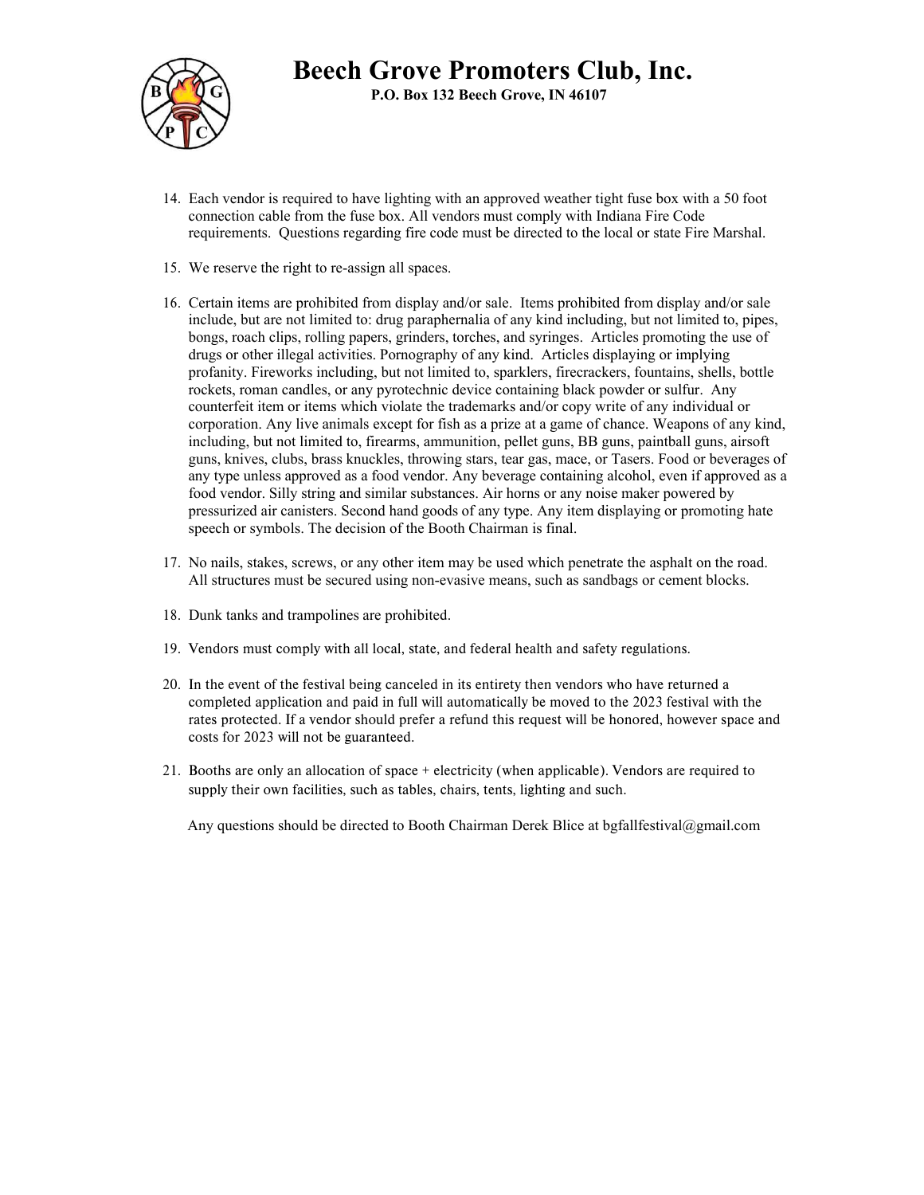# Beech Grove Promoters Club, Inc.

**P.O. Box 132 Beech Grove, IN 46107**

14. Each vendor is required to have lighting with an approved weather tight fuse box with a 50 foot connection cable from the fuse box. All vendors must comply with Indiana Fire Code requirements. Questions regarding fire code must be directed to the local or state Fire Marshal.

15. We reserve the right to re-assign all spaces.

16. Certain items are prohibited from display and/or sale. Items prohibited from display and/or sale include, but are not limited to: drug paraphernalia of any kind including, but not limited to, pipes, bongs, roach clips, rolling papers, grinders, torches, and syringes. Articles promoting the use of drugs or other illegal activities. Pornography of any kind. Articles displaying or implying profanity. Fireworks including, but not limited to, sparklers, firecrackers, fountains, shells, bottle rockets, roman candles, or any pyrotechnic device containing black powder or sulfur. Any counterfeit item or items which violate the trademarks and/or copy write of any individual or corporation. Any live animals except for fish as a prize at a game of chance. Weapons of any kind, including, but not limited to, firearms, ammunition, pellet guns, BB guns, paintball guns, airsoft guns, knives, clubs, brass knuckles, throwing stars, tear gas, mace, or Tasers. Food or beverages of any type unless approved as a food vendor. Any beverage containing alcohol, even if approved as a food vendor. Silly string and similar substances. Air horns or any noise maker powered by pressurized air canisters. Second hand goods of any type. Any item displaying or promoting hate speech or symbols. The decision of the Booth Chairman is final.

17. No nails, stakes, screws, or any other item may be used which penetrate the asphalt on the road. All structures must be secured using non-evasive means, such as sandbags or cement blocks.

18. Dunk tanks and trampolines are prohibited.

19. Vendors must comply with all local, state, and federal health and safety regulations.

20. In the event of the festival being canceled in its entirety then vendors who have returned a completed application and paid in full will automatically be moved to the 2023 festival with the rates protected. If a vendor should prefer a refund this request will be honored, however space and costs for 2023 will not be guaranteed.

21. Booths are only an allocation of space + electricity (when applicable). Vendors are required to supply their own facilities, such as tables, chairs, tents, lighting and such.

Any questions should be directed to Booth Chairman Derek Blice at bgfallfestival@gmail.com